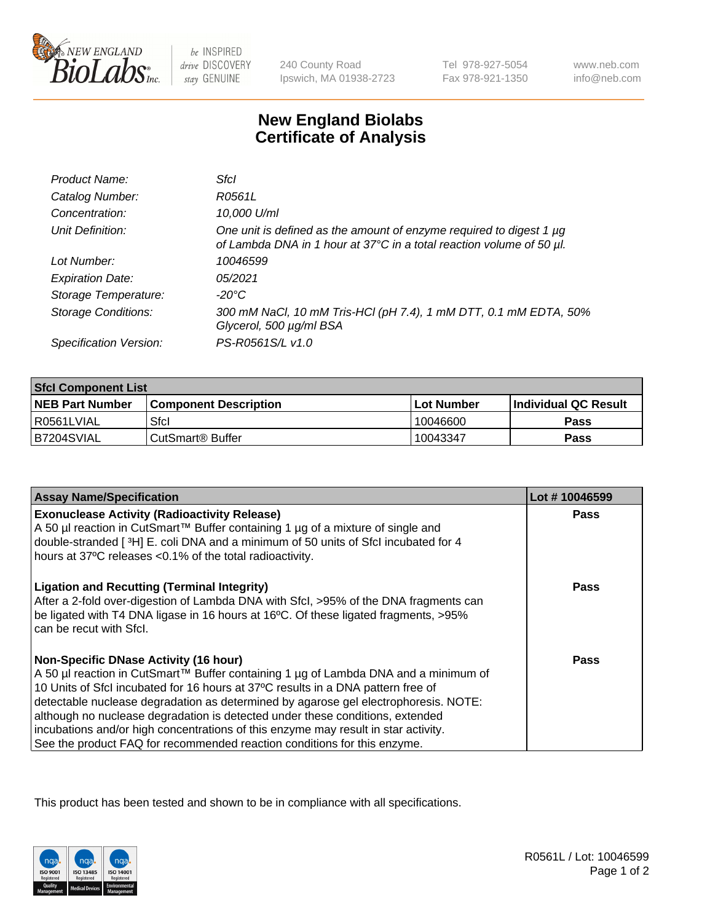# New England Biolabs Certificate of Analysis

| | |
|---|---|
| *Product Name:* | *SfcI* |
| *Catalog Number:* | *R0561L* |
| *Concentration:* | *10,000 U/ml* |
| *Unit Definition:* | *One unit is defined as the amount of enzyme required to digest 1 µg of Lambda DNA in 1 hour at 37°C in a total reaction volume of 50 µl.* |
| *Lot Number:* | *10046599* |
| *Expiration Date:* | *05/2021* |
| *Storage Temperature:* | *-20°C* |
| *Storage Conditions:* | *300 mM NaCl, 10 mM Tris-HCl (pH 7.4), 1 mM DTT, 0.1 mM EDTA, 50% Glycerol, 500 µg/ml BSA* |
| *Specification Version:* | *PS-R0561S/L v1.0* |

| SfcI Component List | | | |
|---|---|---|---|
| **NEB Part Number** | **Component Description** | **Lot Number** | **Individual QC Result** |
| R0561LVIAL | SfcI | 10046600 | **Pass** |
| B7204SVIAL | CutSmart® Buffer | 10043347 | **Pass** |

| Assay Name/Specification | Lot # 10046599 |
|---|---|
| **Exonuclease Activity (Radioactivity Release)**<br>A 50 µl reaction in CutSmart™ Buffer containing 1 µg of a mixture of single and double-stranded [ $^3$H] E. coli DNA and a minimum of 50 units of SfcI incubated for 4 hours at 37ºC releases <0.1% of the total radioactivity. | **Pass** |
| **Ligation and Recutting (Terminal Integrity)**<br>After a 2-fold over-digestion of Lambda DNA with SfcI, >95% of the DNA fragments can be ligated with T4 DNA ligase in 16 hours at 16ºC. Of these ligated fragments, >95% can be recut with SfcI. | **Pass** |
| **Non-Specific DNase Activity (16 hour)**<br>A 50 µl reaction in CutSmart™ Buffer containing 1 µg of Lambda DNA and a minimum of 10 Units of SfcI incubated for 16 hours at 37ºC results in a DNA pattern free of detectable nuclease degradation as determined by agarose gel electrophoresis. NOTE: although no nuclease degradation is detected under these conditions, extended incubations and/or high concentrations of this enzyme may result in star activity. See the product FAQ for recommended reaction conditions for this enzyme. | **Pass** |

This product has been tested and shown to be in compliance with all specifications.

R0561L / Lot: 10046599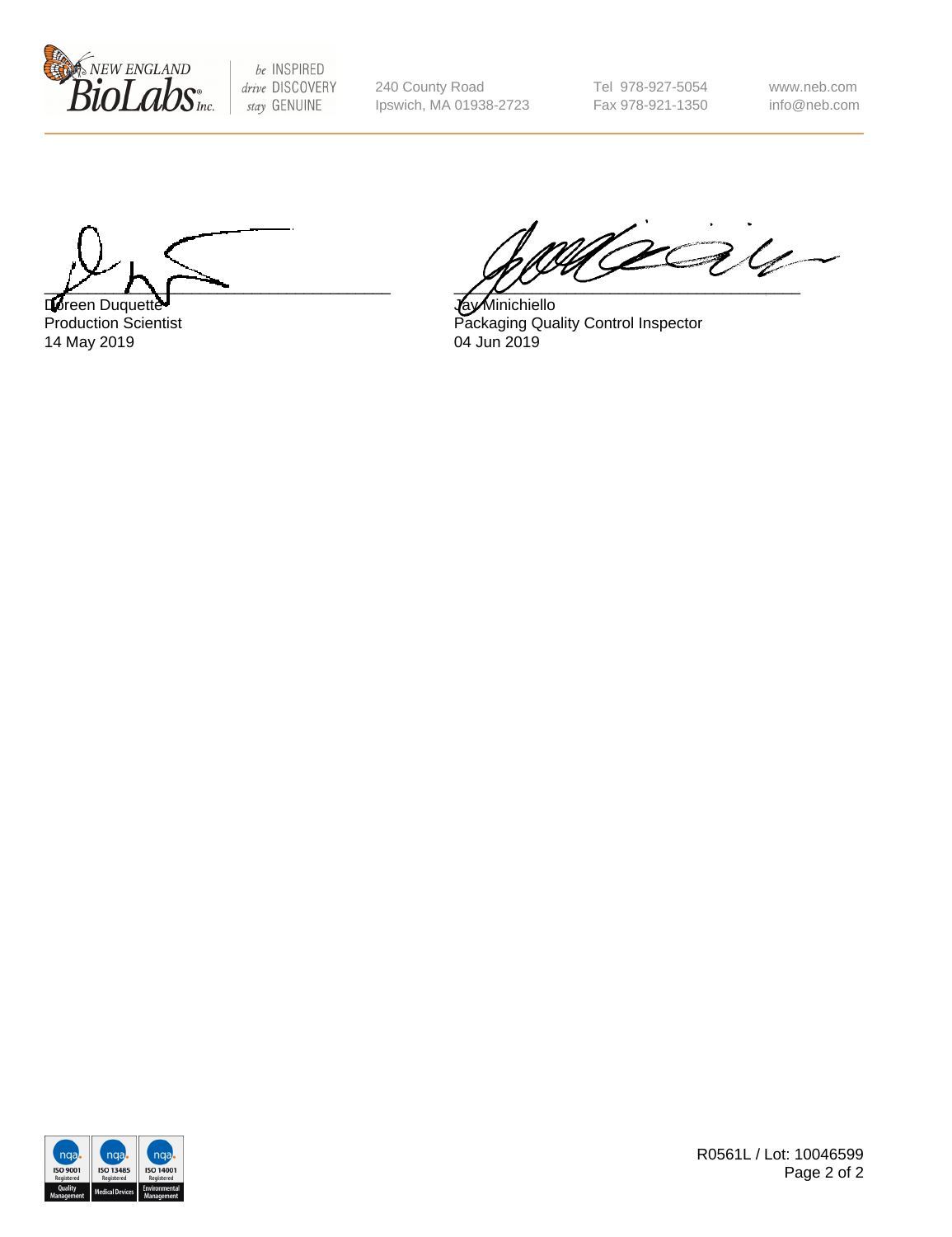NEW ENGLAND BioLabs® Inc. | be INSPIRED drive DISCOVERY stay GENUINE | 240 County Road Ipswich, MA 01938-2723 | Tel 978-927-5054 Fax 978-921-1350 | www.neb.com info@neb.com

______________________________________
Doreen Duquette
Production Scientist
14 May 2019

______________________________________
Jay Minichiello
Packaging Quality Control Inspector
04 Jun 2019

nqa ISO 9001 Registered Quality Management | nqa ISO 13485 Registered Medical Devices | nqa ISO 14001 Registered Environmental Management

R0561L / Lot: 10046599